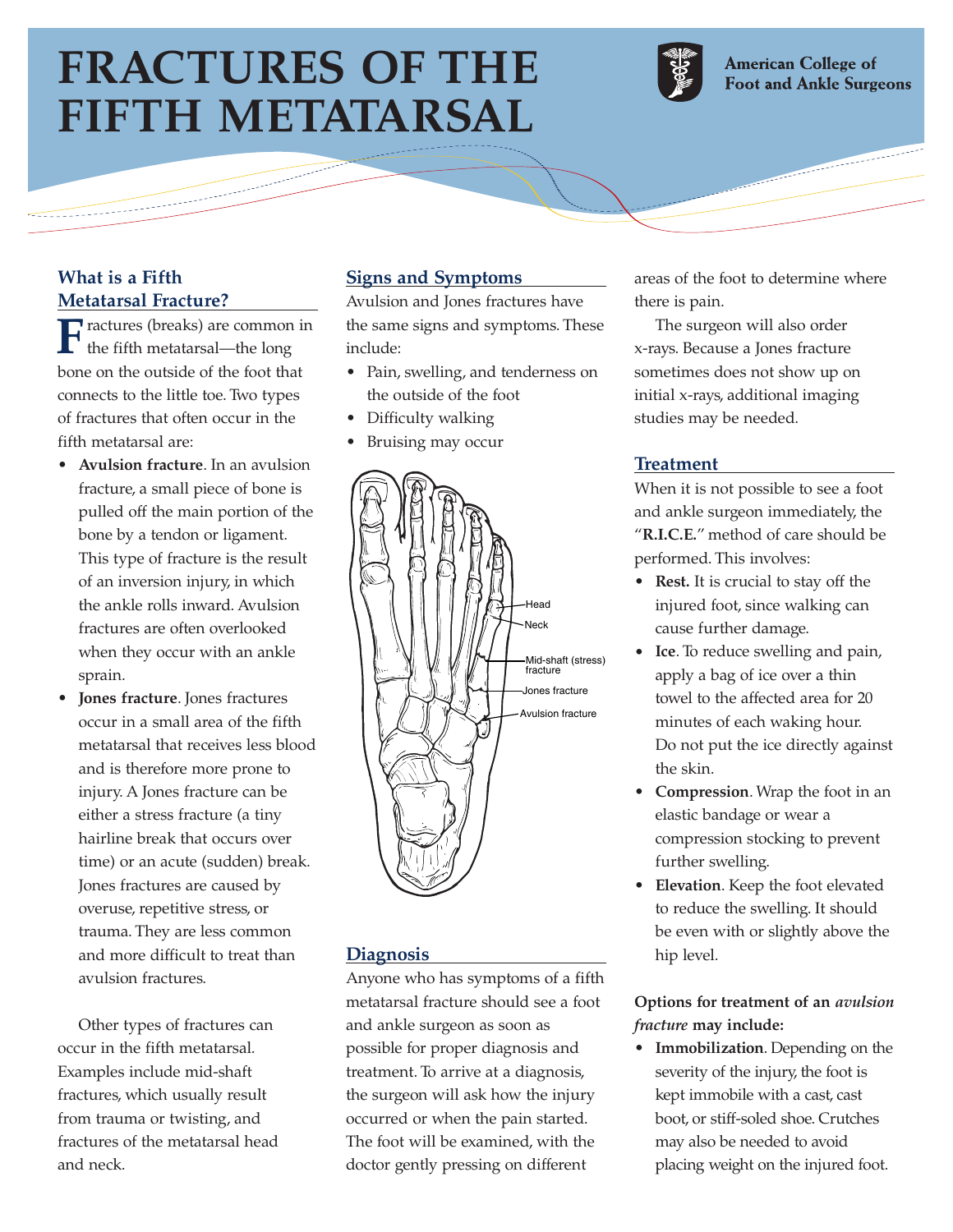# FRACTURES OF THE FIFTH METATARSAL

American College of Foot and Ankle Surgeons

## What is a Fifth Metatarsal Fracture?

Fractures (breaks) are common in the fifth metatarsal—the long bone on the outside of the foot that connects to the little toe. Two types of fractures that often occur in the fifth metatarsal are:

- **Avulsion fracture**. In an avulsion fracture, a small piece of bone is pulled off the main portion of the bone by a tendon or ligament. This type of fracture is the result of an inversion injury, in which the ankle rolls inward. Avulsion fractures are often overlooked when they occur with an ankle sprain.
- **Jones fracture**. Jones fractures occur in a small area of the fifth metatarsal that receives less blood and is therefore more prone to injury. A Jones fracture can be either a stress fracture (a tiny hairline break that occurs over time) or an acute (sudden) break. Jones fractures are caused by overuse, repetitive stress, or trauma. They are less common and more difficult to treat than avulsion fractures.

Other types of fractures can occur in the fifth metatarsal. Examples include mid-shaft fractures, which usually result from trauma or twisting, and fractures of the metatarsal head and neck.

## Signs and Symptoms

Avulsion and Jones fractures have the same signs and symptoms. These include:

- Pain, swelling, and tenderness on the outside of the foot
- Difficulty walking
- Bruising may occur

Head

Neck

Mid-shaft (stress) fracture

Jones fracture

Avulsion fracture

## Diagnosis

Anyone who has symptoms of a fifth metatarsal fracture should see a foot and ankle surgeon as soon as possible for proper diagnosis and treatment. To arrive at a diagnosis, the surgeon will ask how the injury occurred or when the pain started. The foot will be examined, with the doctor gently pressing on different areas of the foot to determine where there is pain.

The surgeon will also order x-rays. Because a Jones fracture sometimes does not show up on initial x-rays, additional imaging studies may be needed.

## Treatment

When it is not possible to see a foot and ankle surgeon immediately, the "**R.I.C.E.**" method of care should be performed. This involves:

- **Rest.** It is crucial to stay off the injured foot, since walking can cause further damage.
- **Ice**. To reduce swelling and pain, apply a bag of ice over a thin towel to the affected area for 20 minutes of each waking hour. Do not put the ice directly against the skin.
- **Compression**. Wrap the foot in an elastic bandage or wear a compression stocking to prevent further swelling.
- **Elevation**. Keep the foot elevated to reduce the swelling. It should be even with or slightly above the hip level.

**Options for treatment of an *avulsion fracture* may include:**

- **Immobilization**. Depending on the severity of the injury, the foot is kept immobile with a cast, cast boot, or stiff-soled shoe. Crutches may also be needed to avoid placing weight on the injured foot.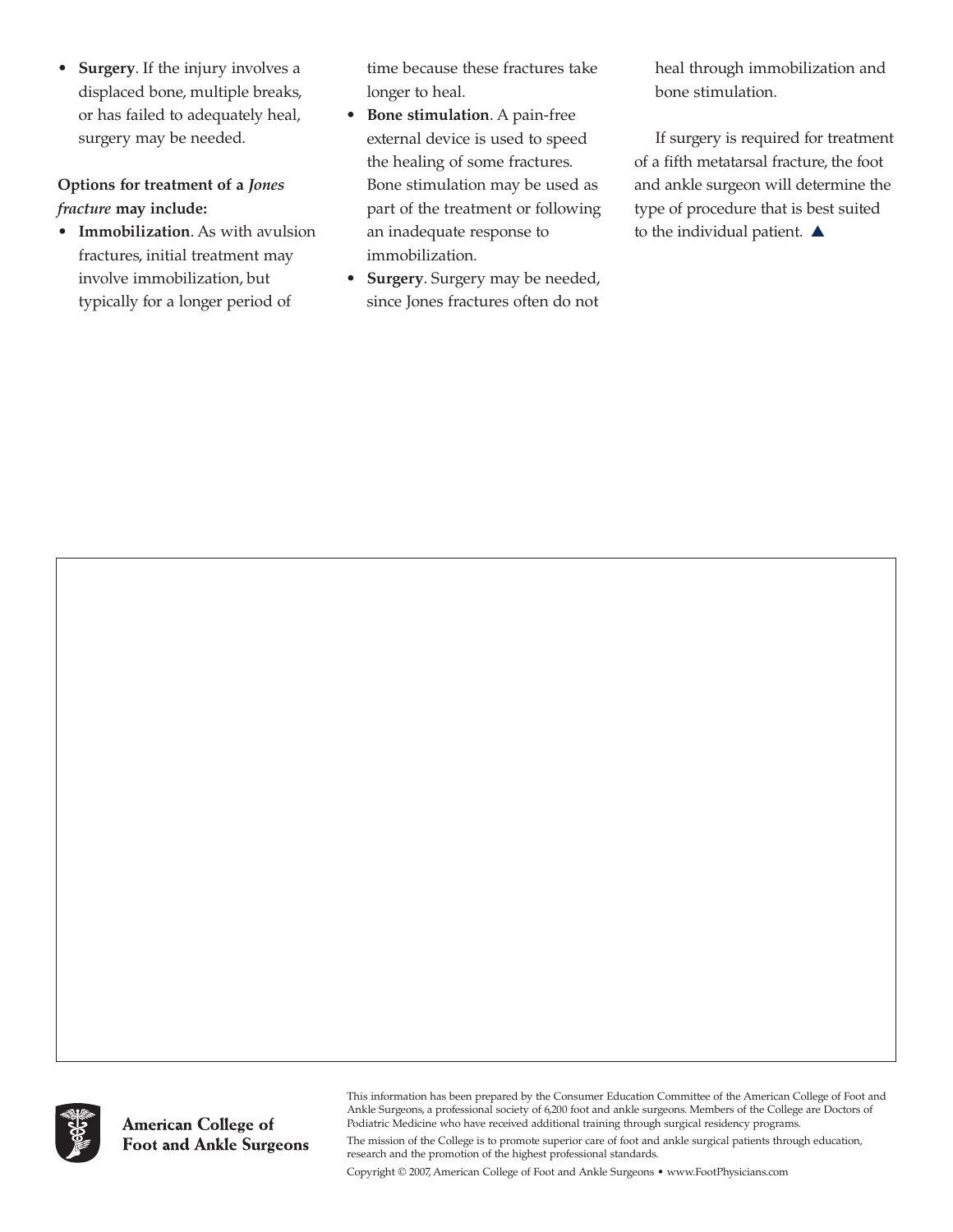- **Surgery**. If the injury involves a displaced bone, multiple breaks, or has failed to adequately heal, surgery may be needed.

**Options for treatment of a *Jones fracture* may include:**

- **Immobilization**. As with avulsion fractures, initial treatment may involve immobilization, but typically for a longer period of time because these fractures take longer to heal.
- **Bone stimulation**. A pain-free external device is used to speed the healing of some fractures. Bone stimulation may be used as part of the treatment or following an inadequate response to immobilization.
- **Surgery**. Surgery may be needed, since Jones fractures often do not heal through immobilization and bone stimulation.

If surgery is required for treatment of a fifth metatarsal fracture, the foot and ankle surgeon will determine the type of procedure that is best suited to the individual patient. ▲

**American College of Foot and Ankle Surgeons**

This information has been prepared by the Consumer Education Committee of the American College of Foot and Ankle Surgeons, a professional society of 6,200 foot and ankle surgeons. Members of the College are Doctors of Podiatric Medicine who have received additional training through surgical residency programs.

The mission of the College is to promote superior care of foot and ankle surgical patients through education, research and the promotion of the highest professional standards.

Copyright © 2007, American College of Foot and Ankle Surgeons • www.FootPhysicians.com